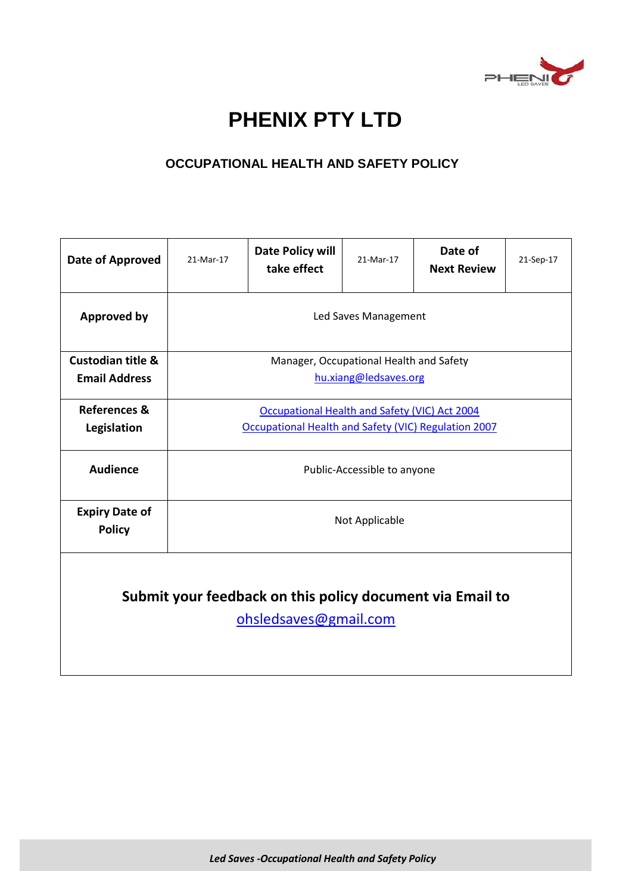# PHENIX PTY LTD

## OCCUPATIONAL HEALTH AND SAFETY POLICY

| Date of Approved | 21-Mar-17 | Date Policy will take effect | 21-Mar-17 | Date of Next Review | 21-Sep-17 |
|---|---|---|---|---|---|
| **Approved by** | Led Saves Management | | | | |
| **Custodian title & Email Address** | Manager, Occupational Health and Safety<br>hu.xiang@ledsaves.org | | | | |
| **References & Legislation** | Occupational Health and Safety (VIC) Act 2004<br>Occupational Health and Safety (VIC) Regulation 2007 | | | | |
| **Audience** | Public-Accessible to anyone | | | | |
| **Expiry Date of Policy** | Not Applicable | | | | |

**Submit your feedback on this policy document via Email to**
ohsledsaves@gmail.com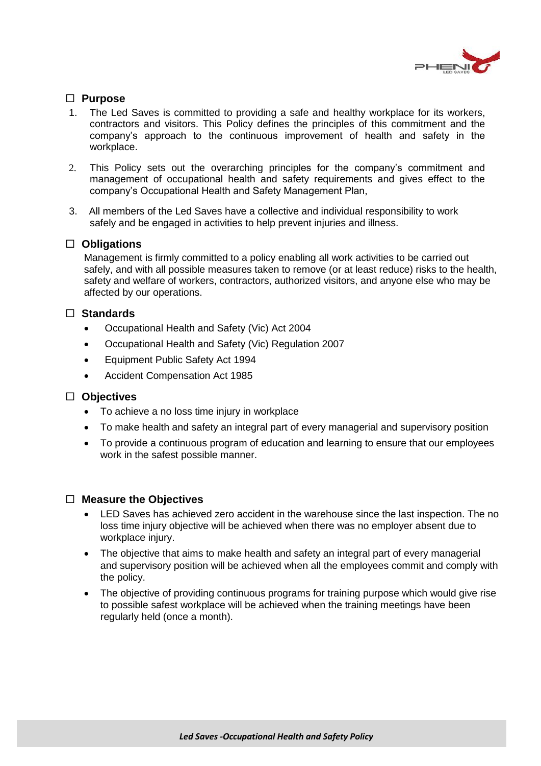## ☐ Purpose

1. The Led Saves is committed to providing a safe and healthy workplace for its workers, contractors and visitors. This Policy defines the principles of this commitment and the company's approach to the continuous improvement of health and safety in the workplace.

2. This Policy sets out the overarching principles for the company's commitment and management of occupational health and safety requirements and gives effect to the company's Occupational Health and Safety Management Plan,

3. All members of the Led Saves have a collective and individual responsibility to work safely and be engaged in activities to help prevent injuries and illness.

## ☐ Obligations

Management is firmly committed to a policy enabling all work activities to be carried out safely, and with all possible measures taken to remove (or at least reduce) risks to the health, safety and welfare of workers, contractors, authorized visitors, and anyone else who may be affected by our operations.

## ☐ Standards

- Occupational Health and Safety (Vic) Act 2004
- Occupational Health and Safety (Vic) Regulation 2007
- Equipment Public Safety Act 1994
- Accident Compensation Act 1985

## ☐ Objectives

- To achieve a no loss time injury in workplace
- To make health and safety an integral part of every managerial and supervisory position
- To provide a continuous program of education and learning to ensure that our employees work in the safest possible manner.

## ☐ Measure the Objectives

- LED Saves has achieved zero accident in the warehouse since the last inspection. The no loss time injury objective will be achieved when there was no employer absent due to workplace injury.
- The objective that aims to make health and safety an integral part of every managerial and supervisory position will be achieved when all the employees commit and comply with the policy.
- The objective of providing continuous programs for training purpose which would give rise to possible safest workplace will be achieved when the training meetings have been regularly held (once a month).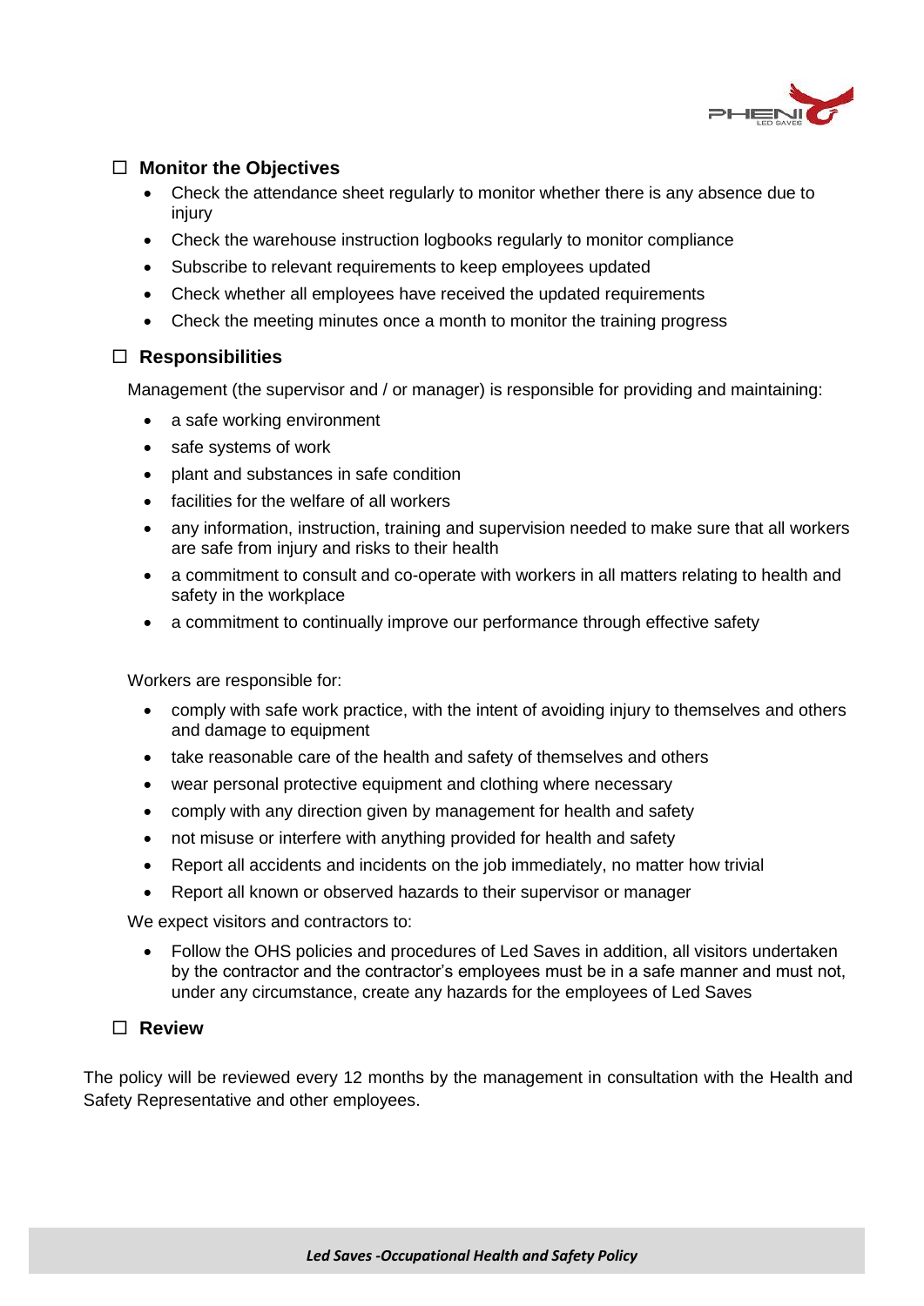## ☐ Monitor the Objectives

- Check the attendance sheet regularly to monitor whether there is any absence due to injury
- Check the warehouse instruction logbooks regularly to monitor compliance
- Subscribe to relevant requirements to keep employees updated
- Check whether all employees have received the updated requirements
- Check the meeting minutes once a month to monitor the training progress

## ☐ Responsibilities

Management (the supervisor and / or manager) is responsible for providing and maintaining:

- a safe working environment
- safe systems of work
- plant and substances in safe condition
- facilities for the welfare of all workers
- any information, instruction, training and supervision needed to make sure that all workers are safe from injury and risks to their health
- a commitment to consult and co-operate with workers in all matters relating to health and safety in the workplace
- a commitment to continually improve our performance through effective safety

Workers are responsible for:

- comply with safe work practice, with the intent of avoiding injury to themselves and others and damage to equipment
- take reasonable care of the health and safety of themselves and others
- wear personal protective equipment and clothing where necessary
- comply with any direction given by management for health and safety
- not misuse or interfere with anything provided for health and safety
- Report all accidents and incidents on the job immediately, no matter how trivial
- Report all known or observed hazards to their supervisor or manager

We expect visitors and contractors to:

- Follow the OHS policies and procedures of Led Saves in addition, all visitors undertaken by the contractor and the contractor's employees must be in a safe manner and must not, under any circumstance, create any hazards for the employees of Led Saves

## ☐ Review

The policy will be reviewed every 12 months by the management in consultation with the Health and Safety Representative and other employees.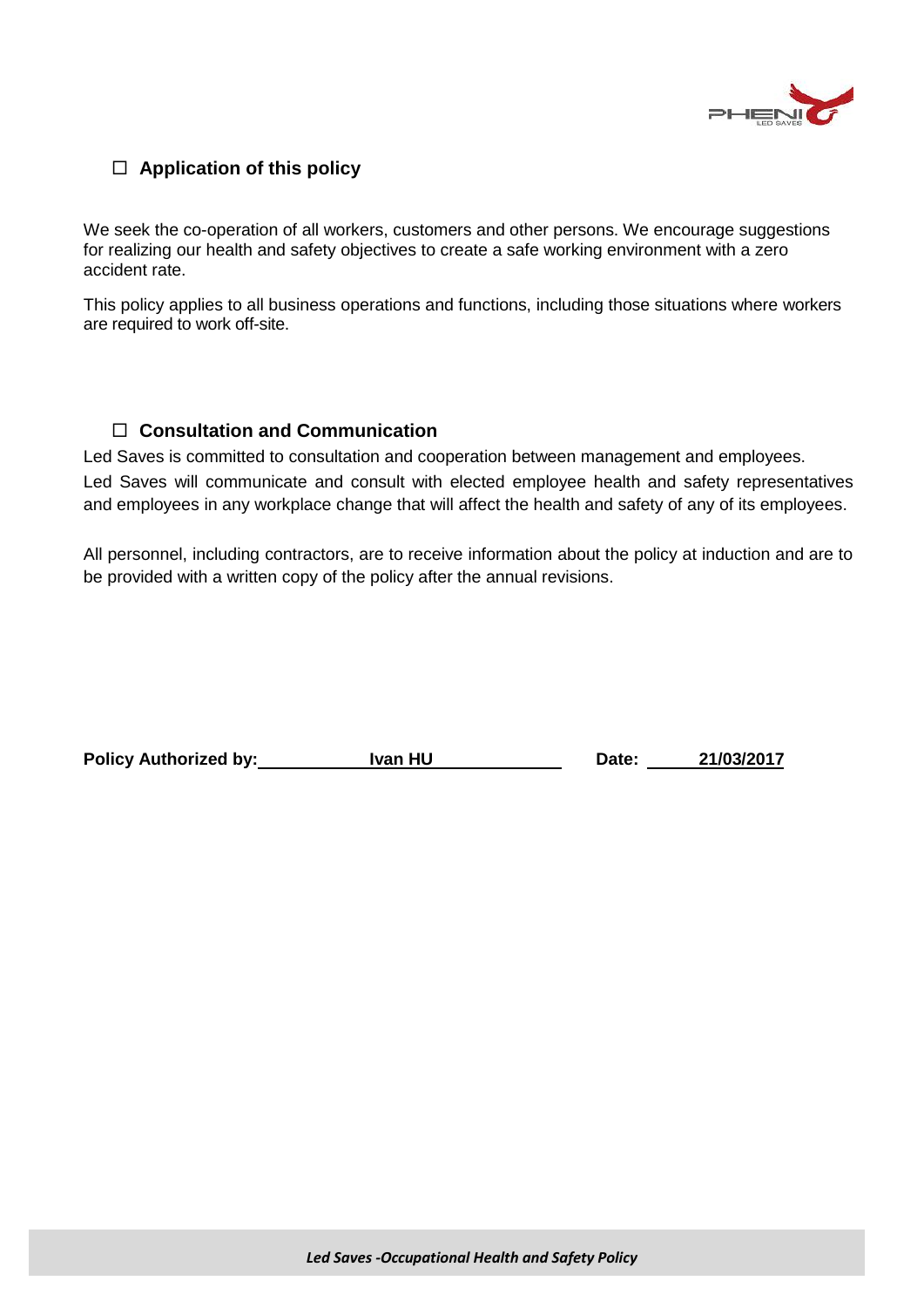## ☐ Application of this policy

We seek the co-operation of all workers, customers and other persons. We encourage suggestions for realizing our health and safety objectives to create a safe working environment with a zero accident rate.

This policy applies to all business operations and functions, including those situations where workers are required to work off-site.

## ☐ Consultation and Communication

Led Saves is committed to consultation and cooperation between management and employees.

Led Saves will communicate and consult with elected employee health and safety representatives and employees in any workplace change that will affect the health and safety of any of its employees.

All personnel, including contractors, are to receive information about the policy at induction and are to be provided with a written copy of the policy after the annual revisions.

**Policy Authorized by:** **Ivan HU** **Date:** **21/03/2017**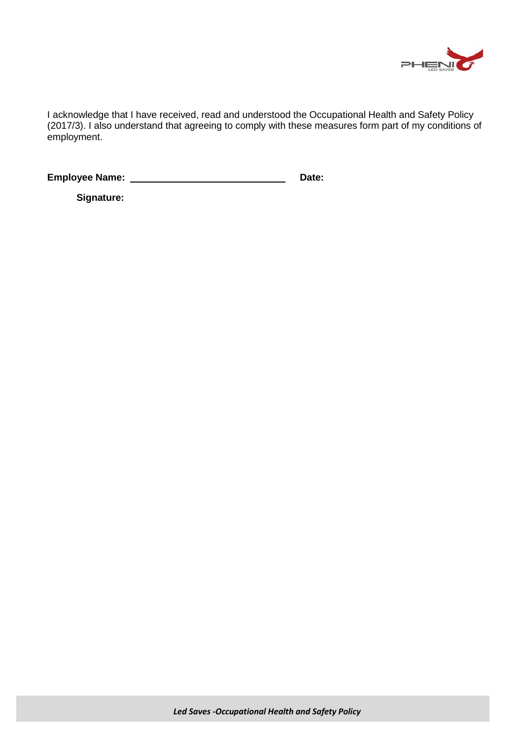I acknowledge that I have received, read and understood the Occupational Health and Safety Policy (2017/3). I also understand that agreeing to comply with these measures form part of my conditions of employment.

**Employee Name:** ______________________________ **Date:**

**Signature:**